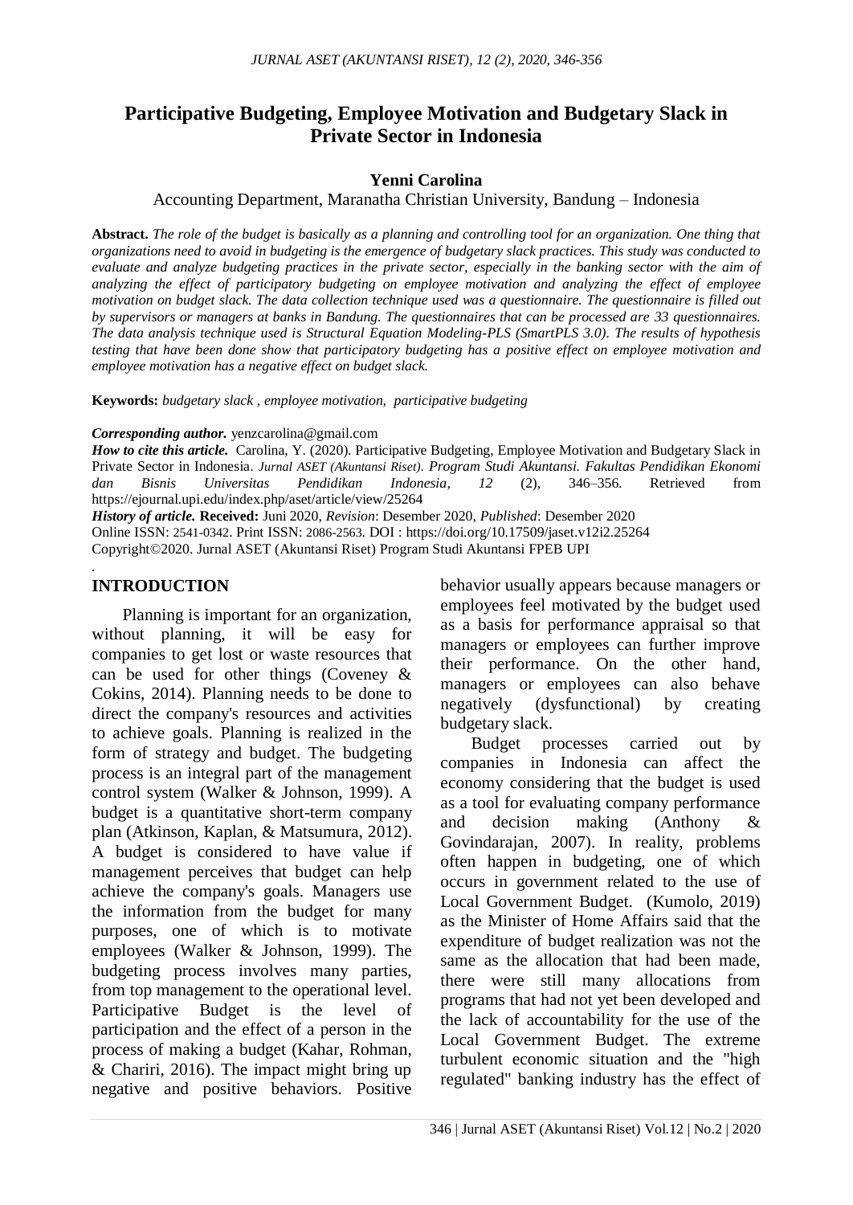# Participative Budgeting, Employee Motivation and Budgetary Slack in Private Sector in Indonesia

**Yenni Carolina**

Accounting Department, Maranatha Christian University, Bandung – Indonesia

**Abstract.** *The role of the budget is basically as a planning and controlling tool for an organization. One thing that organizations need to avoid in budgeting is the emergence of budgetary slack practices. This study was conducted to evaluate and analyze budgeting practices in the private sector, especially in the banking sector with the aim of analyzing the effect of participatory budgeting on employee motivation and analyzing the effect of employee motivation on budget slack. The data collection technique used was a questionnaire. The questionnaire is filled out by supervisors or managers at banks in Bandung. The questionnaires that can be processed are 33 questionnaires. The data analysis technique used is Structural Equation Modeling-PLS (SmartPLS 3.0). The results of hypothesis testing that have been done show that participatory budgeting has a positive effect on employee motivation and employee motivation has a negative effect on budget slack.*

**Keywords:** *budgetary slack , employee motivation, participative budgeting*

***Corresponding author.*** yenzcarolina@gmail.com

***How to cite this article.*** Carolina, Y. (2020). Participative Budgeting, Employee Motivation and Budgetary Slack in Private Sector in Indonesia. *Jurnal ASET (Akuntansi Riset). Program Studi Akuntansi. Fakultas Pendidikan Ekonomi dan Bisnis Universitas Pendidikan Indonesia, 12* (2), 346–356. Retrieved from https://ejournal.upi.edu/index.php/aset/article/view/25264

***History of article.*** **Received:** Juni 2020, *Revision*: Desember 2020, *Published*: Desember 2020

Online ISSN: 2541-0342. Print ISSN: 2086-2563. DOI : https://doi.org/10.17509/jaset.v12i2.25264

Copyright©2020. Jurnal ASET (Akuntansi Riset) Program Studi Akuntansi FPEB UPI

## INTRODUCTION

Planning is important for an organization, without planning, it will be easy for companies to get lost or waste resources that can be used for other things (Coveney & Cokins, 2014). Planning needs to be done to direct the company's resources and activities to achieve goals. Planning is realized in the form of strategy and budget. The budgeting process is an integral part of the management control system (Walker & Johnson, 1999). A budget is a quantitative short-term company plan (Atkinson, Kaplan, & Matsumura, 2012). A budget is considered to have value if management perceives that budget can help achieve the company's goals. Managers use the information from the budget for many purposes, one of which is to motivate employees (Walker & Johnson, 1999). The budgeting process involves many parties, from top management to the operational level. Participative Budget is the level of participation and the effect of a person in the process of making a budget (Kahar, Rohman, & Chariri, 2016). The impact might bring up negative and positive behaviors. Positive behavior usually appears because managers or employees feel motivated by the budget used as a basis for performance appraisal so that managers or employees can further improve their performance. On the other hand, managers or employees can also behave negatively (dysfunctional) by creating budgetary slack.

Budget processes carried out by companies in Indonesia can affect the economy considering that the budget is used as a tool for evaluating company performance and decision making (Anthony & Govindarajan, 2007). In reality, problems often happen in budgeting, one of which occurs in government related to the use of Local Government Budget. (Kumolo, 2019) as the Minister of Home Affairs said that the expenditure of budget realization was not the same as the allocation that had been made, there were still many allocations from programs that had not yet been developed and the lack of accountability for the use of the Local Government Budget. The extreme turbulent economic situation and the "high regulated" banking industry has the effect of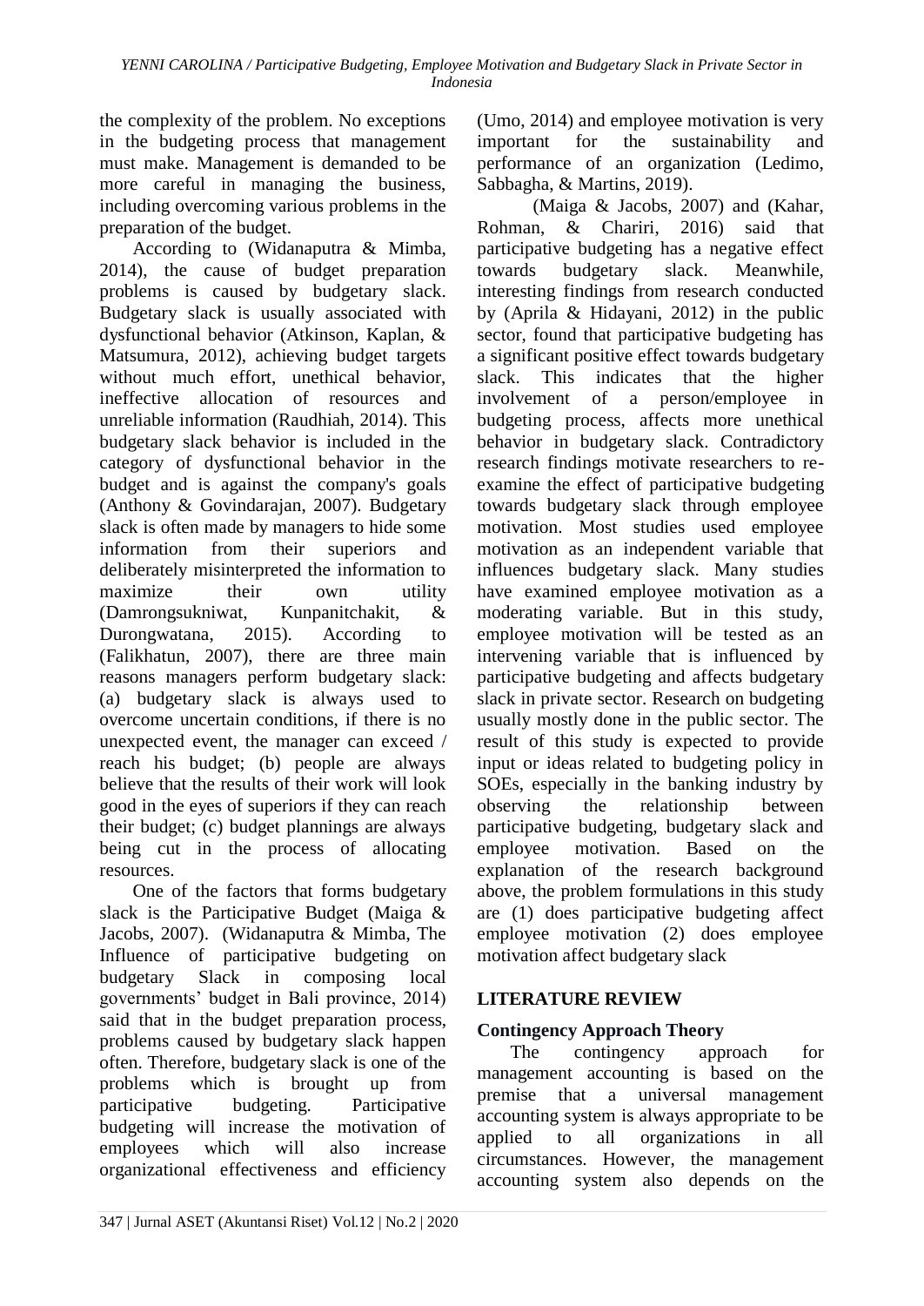the complexity of the problem. No exceptions in the budgeting process that management must make. Management is demanded to be more careful in managing the business, including overcoming various problems in the preparation of the budget.

According to (Widanaputra & Mimba, 2014), the cause of budget preparation problems is caused by budgetary slack. Budgetary slack is usually associated with dysfunctional behavior (Atkinson, Kaplan, & Matsumura, 2012), achieving budget targets without much effort, unethical behavior, ineffective allocation of resources and unreliable information (Raudhiah, 2014). This budgetary slack behavior is included in the category of dysfunctional behavior in the budget and is against the company's goals (Anthony & Govindarajan, 2007). Budgetary slack is often made by managers to hide some information from their superiors and deliberately misinterpreted the information to maximize their own utility (Damrongsukniwat, Kunpanitchakit, & Durongwatana, 2015). According to (Falikhatun, 2007), there are three main reasons managers perform budgetary slack: (a) budgetary slack is always used to overcome uncertain conditions, if there is no unexpected event, the manager can exceed / reach his budget; (b) people are always believe that the results of their work will look good in the eyes of superiors if they can reach their budget; (c) budget plannings are always being cut in the process of allocating resources.

One of the factors that forms budgetary slack is the Participative Budget (Maiga & Jacobs, 2007). (Widanaputra & Mimba, The Influence of participative budgeting on budgetary Slack in composing local governments' budget in Bali province, 2014) said that in the budget preparation process, problems caused by budgetary slack happen often. Therefore, budgetary slack is one of the problems which is brought up from participative budgeting. Participative budgeting will increase the motivation of employees which will also increase organizational effectiveness and efficiency (Umo, 2014) and employee motivation is very important for the sustainability and performance of an organization (Ledimo, Sabbagha, & Martins, 2019).

(Maiga & Jacobs, 2007) and (Kahar, Rohman, & Chariri, 2016) said that participative budgeting has a negative effect towards budgetary slack. Meanwhile, interesting findings from research conducted by (Aprila & Hidayani, 2012) in the public sector, found that participative budgeting has a significant positive effect towards budgetary slack. This indicates that the higher involvement of a person/employee in budgeting process, affects more unethical behavior in budgetary slack. Contradictory research findings motivate researchers to re-examine the effect of participative budgeting towards budgetary slack through employee motivation. Most studies used employee motivation as an independent variable that influences budgetary slack. Many studies have examined employee motivation as a moderating variable. But in this study, employee motivation will be tested as an intervening variable that is influenced by participative budgeting and affects budgetary slack in private sector. Research on budgeting usually mostly done in the public sector. The result of this study is expected to provide input or ideas related to budgeting policy in SOEs, especially in the banking industry by observing the relationship between participative budgeting, budgetary slack and employee motivation. Based on the explanation of the research background above, the problem formulations in this study are (1) does participative budgeting affect employee motivation (2) does employee motivation affect budgetary slack

## LITERATURE REVIEW

### Contingency Approach Theory

The contingency approach for management accounting is based on the premise that a universal management accounting system is always appropriate to be applied to all organizations in all circumstances. However, the management accounting system also depends on the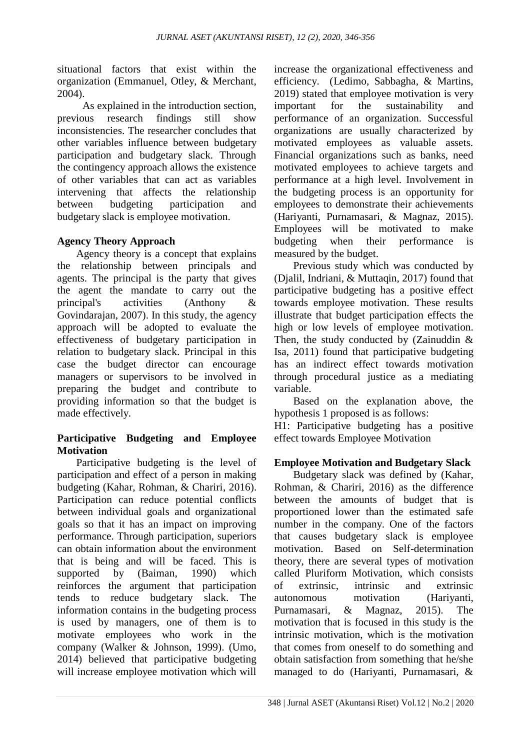situational factors that exist within the organization (Emmanuel, Otley, & Merchant, 2004).

As explained in the introduction section, previous research findings still show inconsistencies. The researcher concludes that other variables influence between budgetary participation and budgetary slack. Through the contingency approach allows the existence of other variables that can act as variables intervening that affects the relationship between budgeting participation and budgetary slack is employee motivation.

**Agency Theory Approach**

Agency theory is a concept that explains the relationship between principals and agents. The principal is the party that gives the agent the mandate to carry out the principal's activities (Anthony & Govindarajan, 2007). In this study, the agency approach will be adopted to evaluate the effectiveness of budgetary participation in relation to budgetary slack. Principal in this case the budget director can encourage managers or supervisors to be involved in preparing the budget and contribute to providing information so that the budget is made effectively.

**Participative Budgeting and Employee Motivation**

Participative budgeting is the level of participation and effect of a person in making budgeting (Kahar, Rohman, & Chariri, 2016). Participation can reduce potential conflicts between individual goals and organizational goals so that it has an impact on improving performance. Through participation, superiors can obtain information about the environment that is being and will be faced. This is supported by (Baiman, 1990) which reinforces the argument that participation tends to reduce budgetary slack. The information contains in the budgeting process is used by managers, one of them is to motivate employees who work in the company (Walker & Johnson, 1999). (Umo, 2014) believed that participative budgeting will increase employee motivation which will increase the organizational effectiveness and efficiency. (Ledimo, Sabbagha, & Martins, 2019) stated that employee motivation is very important for the sustainability and performance of an organization. Successful organizations are usually characterized by motivated employees as valuable assets. Financial organizations such as banks, need motivated employees to achieve targets and performance at a high level. Involvement in the budgeting process is an opportunity for employees to demonstrate their achievements (Hariyanti, Purnamasari, & Magnaz, 2015). Employees will be motivated to make budgeting when their performance is measured by the budget.

Previous study which was conducted by (Djalil, Indriani, & Muttaqin, 2017) found that participative budgeting has a positive effect towards employee motivation. These results illustrate that budget participation effects the high or low levels of employee motivation. Then, the study conducted by (Zainuddin & Isa, 2011) found that participative budgeting has an indirect effect towards motivation through procedural justice as a mediating variable.

Based on the explanation above, the hypothesis 1 proposed is as follows:

H1: Participative budgeting has a positive effect towards Employee Motivation

**Employee Motivation and Budgetary Slack**

Budgetary slack was defined by (Kahar, Rohman, & Chariri, 2016) as the difference between the amounts of budget that is proportioned lower than the estimated safe number in the company. One of the factors that causes budgetary slack is employee motivation. Based on Self-determination theory, there are several types of motivation called Pluriform Motivation, which consists of extrinsic, intrinsic and extrinsic autonomous motivation (Hariyanti, Purnamasari, & Magnaz, 2015). The motivation that is focused in this study is the intrinsic motivation, which is the motivation that comes from oneself to do something and obtain satisfaction from something that he/she managed to do (Hariyanti, Purnamasari, &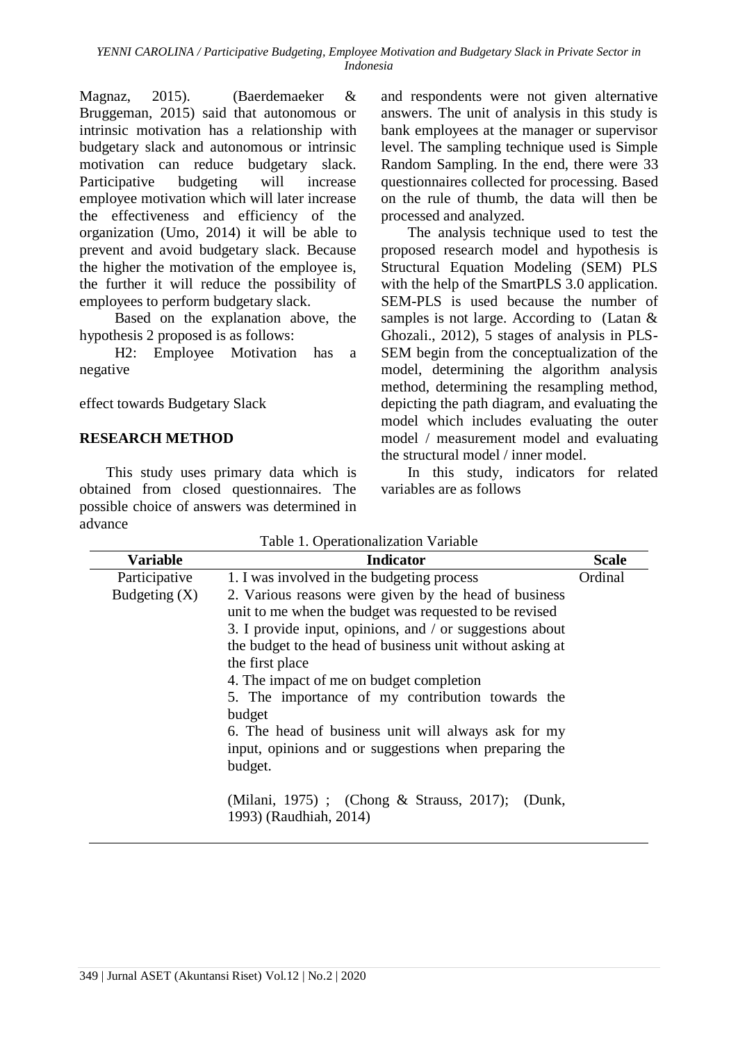Magnaz, 2015). (Baerdemaeker & Bruggeman, 2015) said that autonomous or intrinsic motivation has a relationship with budgetary slack and autonomous or intrinsic motivation can reduce budgetary slack. Participative budgeting will increase employee motivation which will later increase the effectiveness and efficiency of the organization (Umo, 2014) it will be able to prevent and avoid budgetary slack. Because the higher the motivation of the employee is, the further it will reduce the possibility of employees to perform budgetary slack.

Based on the explanation above, the hypothesis 2 proposed is as follows:

H2: Employee Motivation has a negative

effect towards Budgetary Slack

## RESEARCH METHOD

This study uses primary data which is obtained from closed questionnaires. The possible choice of answers was determined in advance and respondents were not given alternative answers. The unit of analysis in this study is bank employees at the manager or supervisor level. The sampling technique used is Simple Random Sampling. In the end, there were 33 questionnaires collected for processing. Based on the rule of thumb, the data will then be processed and analyzed.

The analysis technique used to test the proposed research model and hypothesis is Structural Equation Modeling (SEM) PLS with the help of the SmartPLS 3.0 application. SEM-PLS is used because the number of samples is not large. According to (Latan & Ghozali., 2012), 5 stages of analysis in PLS-SEM begin from the conceptualization of the model, determining the algorithm analysis method, determining the resampling method, depicting the path diagram, and evaluating the model which includes evaluating the outer model / measurement model and evaluating the structural model / inner model.

In this study, indicators for related variables are as follows

Table 1. Operationalization Variable

| Variable | Indicator | Scale |
|---|---|---|
| Participative Budgeting (X) | 1. I was involved in the budgeting process<br>2. Various reasons were given by the head of business unit to me when the budget was requested to be revised<br>3. I provide input, opinions, and / or suggestions about the budget to the head of business unit without asking at the first place<br>4. The impact of me on budget completion<br>5. The importance of my contribution towards the budget<br>6. The head of business unit will always ask for my input, opinions and or suggestions when preparing the budget.<br><br>(Milani, 1975) ; (Chong & Strauss, 2017); (Dunk, 1993) (Raudhiah, 2014) | Ordinal |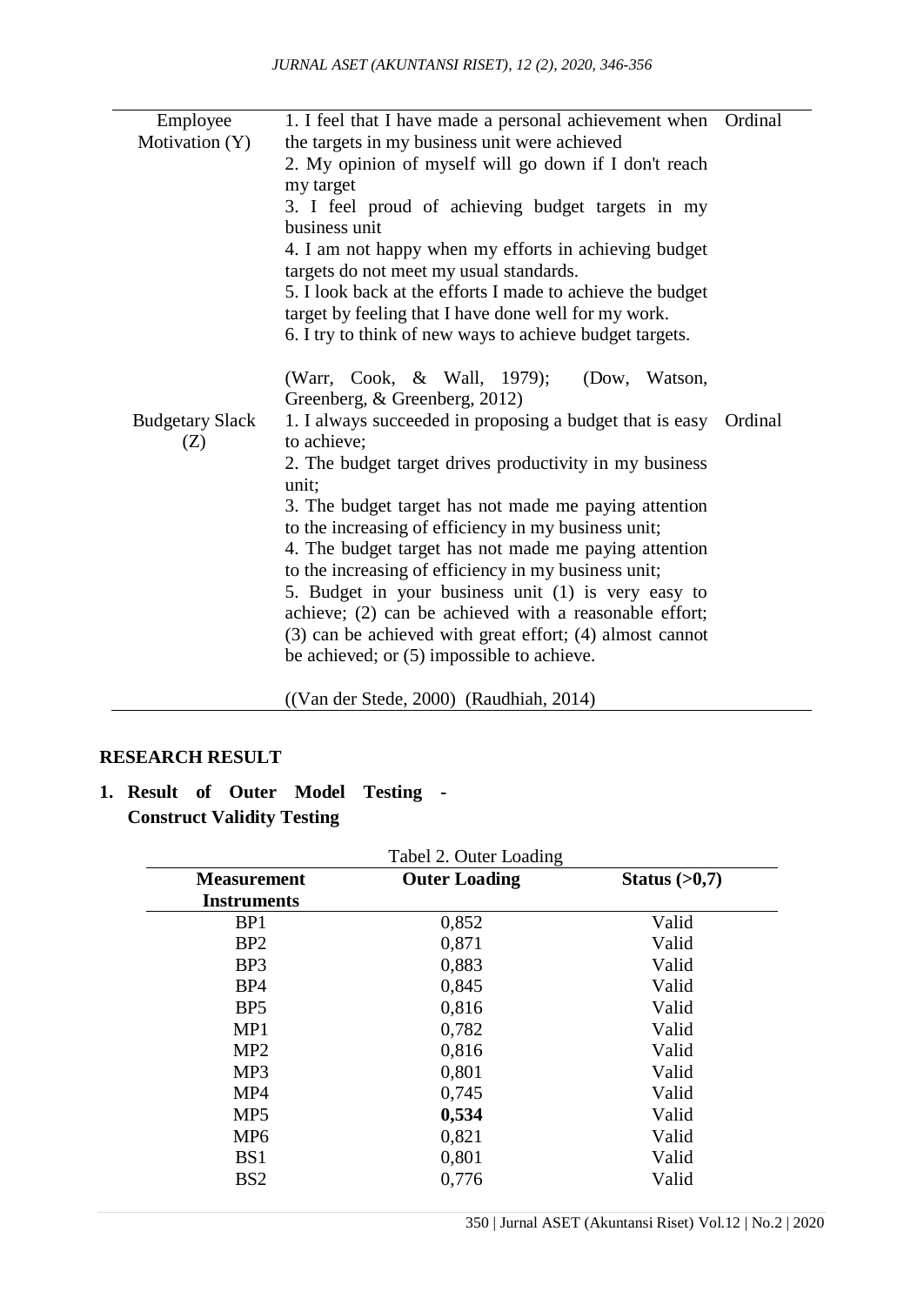| | | |
|---|---|---|
| Employee Motivation (Y) | 1. I feel that I have made a personal achievement when the targets in my business unit were achieved<br>2. My opinion of myself will go down if I don't reach my target<br>3. I feel proud of achieving budget targets in my business unit<br>4. I am not happy when my efforts in achieving budget targets do not meet my usual standards.<br>5. I look back at the efforts I made to achieve the budget target by feeling that I have done well for my work.<br>6. I try to think of new ways to achieve budget targets.<br><br>(Warr, Cook, & Wall, 1979); (Dow, Watson, Greenberg, & Greenberg, 2012) | Ordinal |
| Budgetary Slack (Z) | 1. I always succeeded in proposing a budget that is easy to achieve;<br>2. The budget target drives productivity in my business unit;<br>3. The budget target has not made me paying attention to the increasing of efficiency in my business unit;<br>4. The budget target has not made me paying attention to the increasing of efficiency in my business unit;<br>5. Budget in your business unit (1) is very easy to achieve; (2) can be achieved with a reasonable effort; (3) can be achieved with great effort; (4) almost cannot be achieved; or (5) impossible to achieve.<br><br>((Van der Stede, 2000) (Raudhiah, 2014) | Ordinal |

## RESEARCH RESULT

### 1. Result of Outer Model Testing - Construct Validity Testing

Tabel 2. Outer Loading

| Measurement Instruments | Outer Loading | Status (>0,7) |
|---|---|---|
| BP1 | 0,852 | Valid |
| BP2 | 0,871 | Valid |
| BP3 | 0,883 | Valid |
| BP4 | 0,845 | Valid |
| BP5 | 0,816 | Valid |
| MP1 | 0,782 | Valid |
| MP2 | 0,816 | Valid |
| MP3 | 0,801 | Valid |
| MP4 | 0,745 | Valid |
| MP5 | **0,534** | Valid |
| MP6 | 0,821 | Valid |
| BS1 | 0,801 | Valid |
| BS2 | 0,776 | Valid |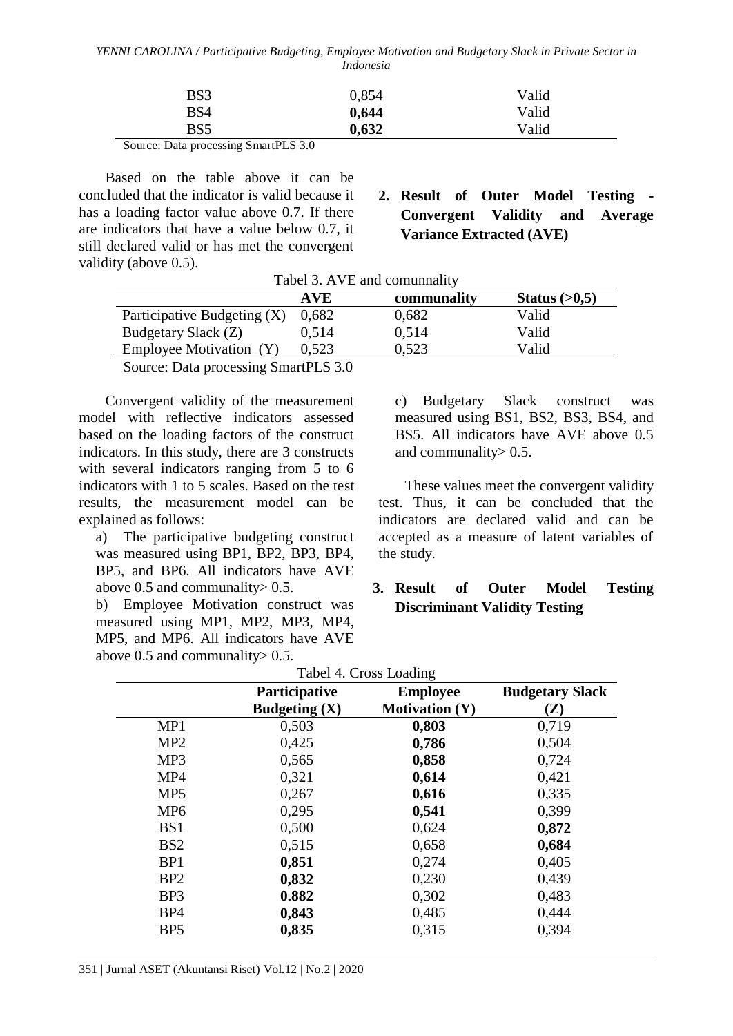| | | |
|---|---|---|
| BS3 | 0,854 | Valid |
| BS4 | **0,644** | Valid |
| BS5 | **0,632** | Valid |

Source: Data processing SmartPLS 3.0

Based on the table above it can be concluded that the indicator is valid because it has a loading factor value above 0.7. If there are indicators that have a value below 0.7, it still declared valid or has met the convergent validity (above 0.5).

**2. Result of Outer Model Testing - Convergent Validity and Average Variance Extracted (AVE)**

Tabel 3. AVE and comunnality

| | AVE | communality | Status (>0,5) |
|---|---|---|---|
| Participative Budgeting (X) | 0,682 | 0,682 | Valid |
| Budgetary Slack (Z) | 0,514 | 0,514 | Valid |
| Employee Motivation (Y) | 0,523 | 0,523 | Valid |

Source: Data processing SmartPLS 3.0

Convergent validity of the measurement model with reflective indicators assessed based on the loading factors of the construct indicators. In this study, there are 3 constructs with several indicators ranging from 5 to 6 indicators with 1 to 5 scales. Based on the test results, the measurement model can be explained as follows:

a) The participative budgeting construct was measured using BP1, BP2, BP3, BP4, BP5, and BP6. All indicators have AVE above 0.5 and communality> 0.5.

b) Employee Motivation construct was measured using MP1, MP2, MP3, MP4, MP5, and MP6. All indicators have AVE above 0.5 and communality> 0.5.

c) Budgetary Slack construct was measured using BS1, BS2, BS3, BS4, and BS5. All indicators have AVE above 0.5 and communality> 0.5.

These values meet the convergent validity test. Thus, it can be concluded that the indicators are declared valid and can be accepted as a measure of latent variables of the study.

**3. Result of Outer Model Testing Discriminant Validity Testing**

Tabel 4. Cross Loading

| | Participative Budgeting (X) | Employee Motivation (Y) | Budgetary Slack (Z) |
|---|---|---|---|
| MP1 | 0,503 | **0,803** | 0,719 |
| MP2 | 0,425 | **0,786** | 0,504 |
| MP3 | 0,565 | **0,858** | 0,724 |
| MP4 | 0,321 | **0,614** | 0,421 |
| MP5 | 0,267 | **0,616** | 0,335 |
| MP6 | 0,295 | **0,541** | 0,399 |
| BS1 | 0,500 | 0,624 | **0,872** |
| BS2 | 0,515 | 0,658 | **0,684** |
| BP1 | **0,851** | 0,274 | 0,405 |
| BP2 | **0,832** | 0,230 | 0,439 |
| BP3 | **0.882** | 0,302 | 0,483 |
| BP4 | **0,843** | 0,485 | 0,444 |
| BP5 | **0,835** | 0,315 | 0,394 |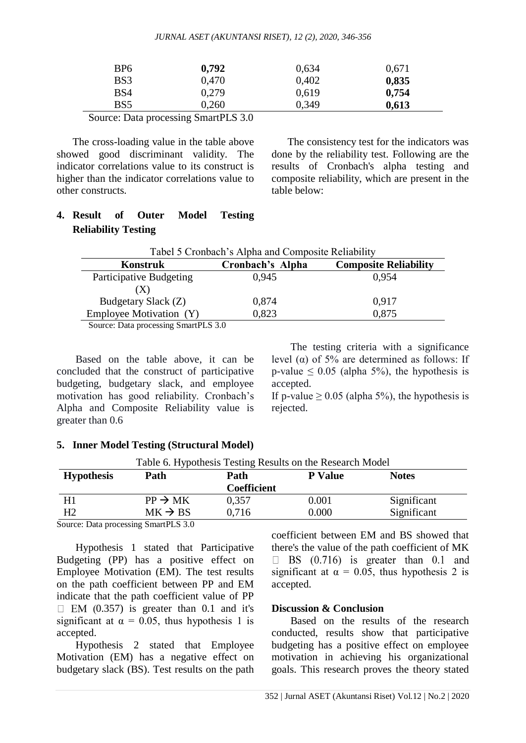| | | | |
|---|---|---|---|
| BP6 | **0,792** | 0,634 | 0,671 |
| BS3 | 0,470 | 0,402 | **0,835** |
| BS4 | 0,279 | 0,619 | **0,754** |
| BS5 | 0,260 | 0,349 | **0,613** |

Source: Data processing SmartPLS 3.0

The cross-loading value in the table above showed good discriminant validity. The indicator correlations value to its construct is higher than the indicator correlations value to other constructs.

## 4. Result of Outer Model Testing Reliability Testing

The consistency test for the indicators was done by the reliability test. Following are the results of Cronbach's alpha testing and composite reliability, which are present in the table below:

Tabel 5 Cronbach's Alpha and Composite Reliability

| Konstruk | Cronbach's Alpha | Composite Reliability |
|---|---|---|
| Participative Budgeting (X) | 0,945 | 0,954 |
| Budgetary Slack (Z) | 0,874 | 0,917 |
| Employee Motivation (Y) | 0,823 | 0,875 |

Source: Data processing SmartPLS 3.0

Based on the table above, it can be concluded that the construct of participative budgeting, budgetary slack, and employee motivation has good reliability. Cronbach's Alpha and Composite Reliability value is greater than 0.6

The testing criteria with a significance level ($\alpha$) of 5% are determined as follows: If p-value $\leq 0.05$ (alpha 5%), the hypothesis is accepted.
If p-value $\geq 0.05$ (alpha 5%), the hypothesis is rejected.

## 5. Inner Model Testing (Structural Model)

Table 6. Hypothesis Testing Results on the Research Model

| Hypothesis | Path | Path Coefficient | P Value | Notes |
|---|---|---|---|---|
| H1 | PP → MK | 0,357 | 0.001 | Significant |
| H2 | MK → BS | 0,716 | 0.000 | Significant |

Source: Data processing SmartPLS 3.0

Hypothesis 1 stated that Participative Budgeting (PP) has a positive effect on Employee Motivation (EM). The test results on the path coefficient between PP and EM indicate that the path coefficient value of PP  EM (0.357) is greater than 0.1 and it's significant at $\alpha = 0.05$, thus hypothesis 1 is accepted.

Hypothesis 2 stated that Employee Motivation (EM) has a negative effect on budgetary slack (BS). Test results on the path coefficient between EM and BS showed that there's the value of the path coefficient of MK  BS (0.716) is greater than 0.1 and significant at $\alpha = 0.05$, thus hypothesis 2 is accepted.

### Discussion & Conclusion

Based on the results of the research conducted, results show that participative budgeting has a positive effect on employee motivation in achieving his organizational goals. This research proves the theory stated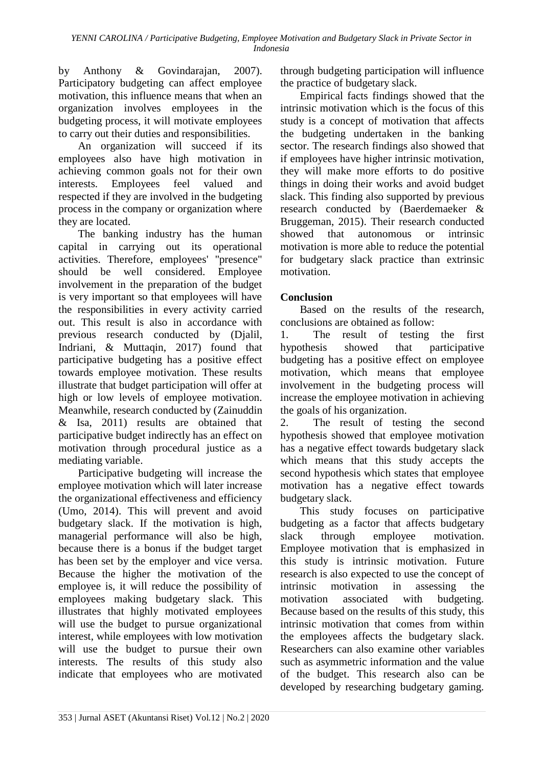by Anthony & Govindarajan, 2007). Participatory budgeting can affect employee motivation, this influence means that when an organization involves employees in the budgeting process, it will motivate employees to carry out their duties and responsibilities.

An organization will succeed if its employees also have high motivation in achieving common goals not for their own interests. Employees feel valued and respected if they are involved in the budgeting process in the company or organization where they are located.

The banking industry has the human capital in carrying out its operational activities. Therefore, employees' "presence" should be well considered. Employee involvement in the preparation of the budget is very important so that employees will have the responsibilities in every activity carried out. This result is also in accordance with previous research conducted by (Djalil, Indriani, & Muttaqin, 2017) found that participative budgeting has a positive effect towards employee motivation. These results illustrate that budget participation will offer at high or low levels of employee motivation. Meanwhile, research conducted by (Zainuddin & Isa, 2011) results are obtained that participative budget indirectly has an effect on motivation through procedural justice as a mediating variable.

Participative budgeting will increase the employee motivation which will later increase the organizational effectiveness and efficiency (Umo, 2014). This will prevent and avoid budgetary slack. If the motivation is high, managerial performance will also be high, because there is a bonus if the budget target has been set by the employer and vice versa. Because the higher the motivation of the employee is, it will reduce the possibility of employees making budgetary slack. This illustrates that highly motivated employees will use the budget to pursue organizational interest, while employees with low motivation will use the budget to pursue their own interests. The results of this study also indicate that employees who are motivated through budgeting participation will influence the practice of budgetary slack.

Empirical facts findings showed that the intrinsic motivation which is the focus of this study is a concept of motivation that affects the budgeting undertaken in the banking sector. The research findings also showed that if employees have higher intrinsic motivation, they will make more efforts to do positive things in doing their works and avoid budget slack. This finding also supported by previous research conducted by (Baerdemaeker & Bruggeman, 2015). Their research conducted showed that autonomous or intrinsic motivation is more able to reduce the potential for budgetary slack practice than extrinsic motivation.

## Conclusion

Based on the results of the research, conclusions are obtained as follow:

1. The result of testing the first hypothesis showed that participative budgeting has a positive effect on employee motivation, which means that employee involvement in the budgeting process will increase the employee motivation in achieving the goals of his organization.
2. The result of testing the second hypothesis showed that employee motivation has a negative effect towards budgetary slack which means that this study accepts the second hypothesis which states that employee motivation has a negative effect towards budgetary slack.

This study focuses on participative budgeting as a factor that affects budgetary slack through employee motivation. Employee motivation that is emphasized in this study is intrinsic motivation. Future research is also expected to use the concept of intrinsic motivation in assessing the motivation associated with budgeting. Because based on the results of this study, this intrinsic motivation that comes from within the employees affects the budgetary slack. Researchers can also examine other variables such as asymmetric information and the value of the budget. This research also can be developed by researching budgetary gaming.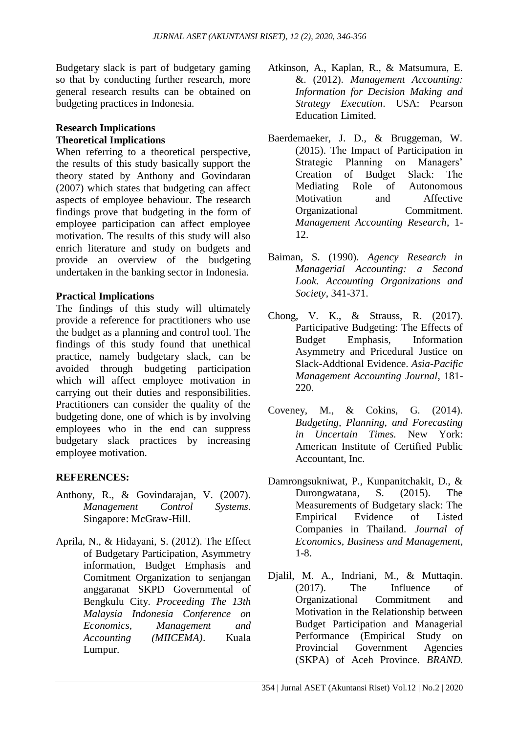Budgetary slack is part of budgetary gaming so that by conducting further research, more general research results can be obtained on budgeting practices in Indonesia.

## Research Implications

### Theoretical Implications

When referring to a theoretical perspective, the results of this study basically support the theory stated by Anthony and Govindaran (2007) which states that budgeting can affect aspects of employee behaviour. The research findings prove that budgeting in the form of employee participation can affect employee motivation. The results of this study will also enrich literature and study on budgets and provide an overview of the budgeting undertaken in the banking sector in Indonesia.

### Practical Implications

The findings of this study will ultimately provide a reference for practitioners who use the budget as a planning and control tool. The findings of this study found that unethical practice, namely budgetary slack, can be avoided through budgeting participation which will affect employee motivation in carrying out their duties and responsibilities. Practitioners can consider the quality of the budgeting done, one of which is by involving employees who in the end can suppress budgetary slack practices by increasing employee motivation.

## REFERENCES:

Anthony, R., & Govindarajan, V. (2007). *Management Control Systems*. Singapore: McGraw-Hill.

Aprila, N., & Hidayani, S. (2012). The Effect of Budgetary Participation, Asymmetry information, Budget Emphasis and Comitment Organization to senjangan anggaranat SKPD Governmental of Bengkulu City. *Proceeding The 13th Malaysia Indonesia Conference on Economics, Management and Accounting (MIICEMA)*. Kuala Lumpur.

Atkinson, A., Kaplan, R., & Matsumura, E. &. (2012). *Management Accounting: Information for Decision Making and Strategy Execution*. USA: Pearson Education Limited.

Baerdemaeker, J. D., & Bruggeman, W. (2015). The Impact of Participation in Strategic Planning on Managers' Creation of Budget Slack: The Mediating Role of Autonomous Motivation and Affective Organizational Commitment. *Management Accounting Research*, 1-12.

Baiman, S. (1990). *Agency Research in Managerial Accounting: a Second Look. Accounting Organizations and Society*, 341-371.

Chong, V. K., & Strauss, R. (2017). Participative Budgeting: The Effects of Budget Emphasis, Information Asymmetry and Pricedural Justice on Slack-Addtional Evidence. *Asia-Pacific Management Accounting Journal*, 181-220.

Coveney, M., & Cokins, G. (2014). *Budgeting, Planning, and Forecasting in Uncertain Times.* New York: American Institute of Certified Public Accountant, Inc.

Damrongsukniwat, P., Kunpanitchakit, D., & Durongwatana, S. (2015). The Measurements of Budgetary slack: The Empirical Evidence of Listed Companies in Thailand. *Journal of Economics, Business and Management*, 1-8.

Djalil, M. A., Indriani, M., & Muttaqin. (2017). The Influence of Organizational Commitment and Motivation in the Relationship between Budget Participation and Managerial Performance (Empirical Study on Provincial Government Agencies (SKPA) of Aceh Province. *BRAND.*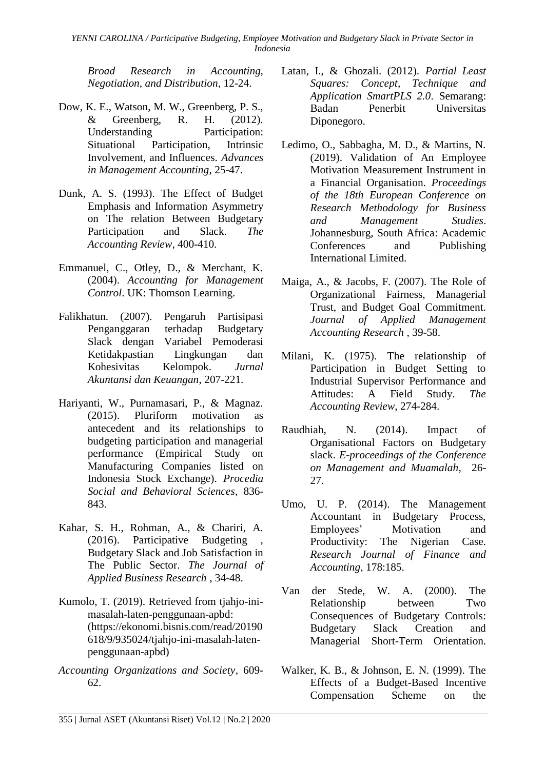*Broad Research in Accounting, Negotiation, and Distribution*, 12-24.

Dow, K. E., Watson, M. W., Greenberg, P. S., & Greenberg, R. H. (2012). Understanding Participation: Situational Participation, Intrinsic Involvement, and Influences. *Advances in Management Accounting*, 25-47.

Dunk, A. S. (1993). The Effect of Budget Emphasis and Information Asymmetry on The relation Between Budgetary Participation and Slack. *The Accounting Review*, 400-410.

Emmanuel, C., Otley, D., & Merchant, K. (2004). *Accounting for Management Control*. UK: Thomson Learning.

Falikhatun. (2007). Pengaruh Partisipasi Penganggaran terhadap Budgetary Slack dengan Variabel Pemoderasi Ketidakpastian Lingkungan dan Kohesivitas Kelompok. *Jurnal Akuntansi dan Keuangan*, 207-221.

Hariyanti, W., Purnamasari, P., & Magnaz. (2015). Pluriform motivation as antecedent and its relationships to budgeting participation and managerial performance (Empirical Study on Manufacturing Companies listed on Indonesia Stock Exchange). *Procedia Social and Behavioral Sciences*, 836-843.

Kahar, S. H., Rohman, A., & Chariri, A. (2016). Participative Budgeting , Budgetary Slack and Job Satisfaction in The Public Sector. *The Journal of Applied Business Research* , 34-48.

Kumolo, T. (2019). Retrieved from tjahjo-ini-masalah-laten-penggunaan-apbd: (https://ekonomi.bisnis.com/read/20190618/9/935024/tjahjo-ini-masalah-laten-penggunaan-apbd)

*Accounting Organizations and Society*, 609-62.

Latan, I., & Ghozali. (2012). *Partial Least Squares: Concept, Technique and Application SmartPLS 2.0*. Semarang: Badan Penerbit Universitas Diponegoro.

Ledimo, O., Sabbagha, M. D., & Martins, N. (2019). Validation of An Employee Motivation Measurement Instrument in a Financial Organisation. *Proceedings of the 18th European Conference on Research Methodology for Business and Management Studies*. Johannesburg, South Africa: Academic Conferences and Publishing International Limited.

Maiga, A., & Jacobs, F. (2007). The Role of Organizational Fairness, Managerial Trust, and Budget Goal Commitment. *Journal of Applied Management Accounting Research* , 39-58.

Milani, K. (1975). The relationship of Participation in Budget Setting to Industrial Supervisor Performance and Attitudes: A Field Study. *The Accounting Review*, 274-284.

Raudhiah, N. (2014). Impact of Organisational Factors on Budgetary slack. *E-proceedings of the Conference on Management and Muamalah*, 26-27.

Umo, U. P. (2014). The Management Accountant in Budgetary Process, Employees' Motivation and Productivity: The Nigerian Case. *Research Journal of Finance and Accounting*, 178:185.

Van der Stede, W. A. (2000). The Relationship between Two Consequences of Budgetary Controls: Budgetary Slack Creation and Managerial Short-Term Orientation.

Walker, K. B., & Johnson, E. N. (1999). The Effects of a Budget-Based Incentive Compensation Scheme on the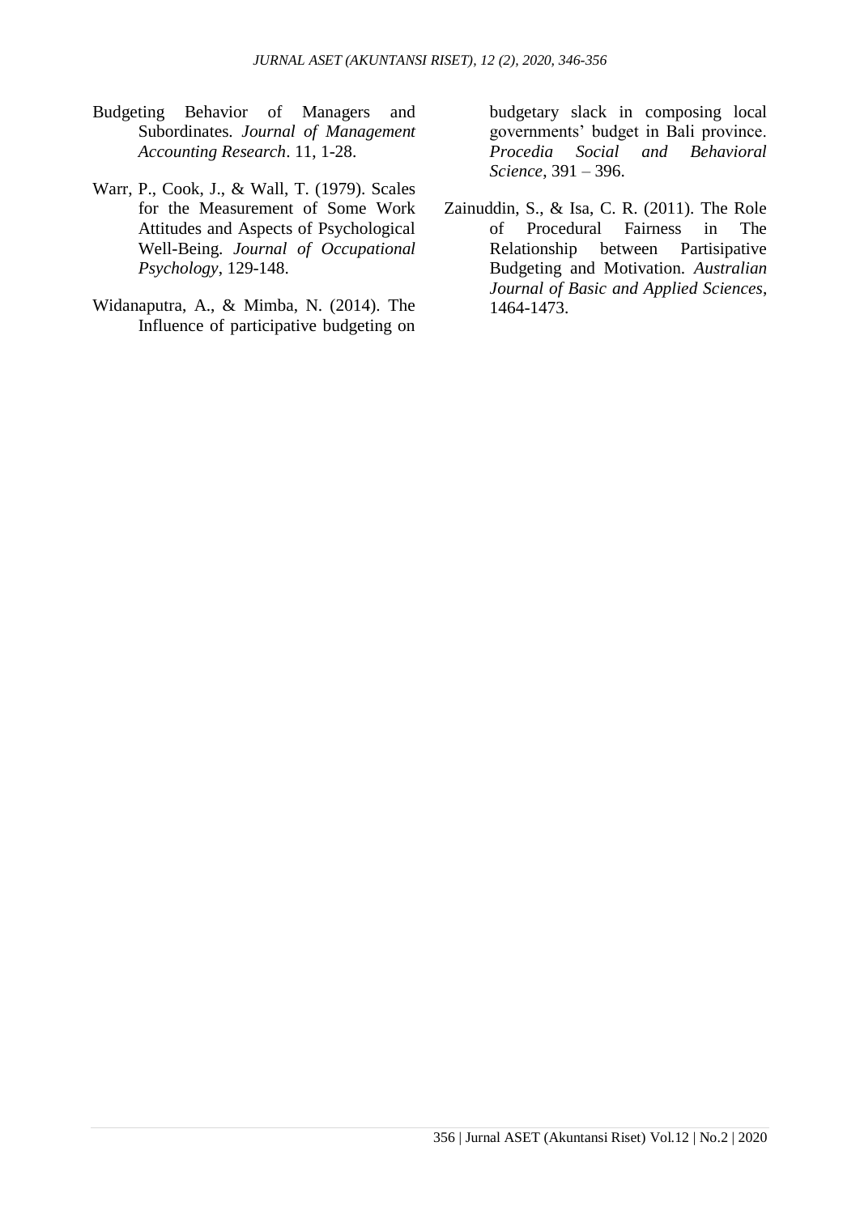Budgeting Behavior of Managers and Subordinates. *Journal of Management Accounting Research*. 11, 1-28.

Warr, P., Cook, J., & Wall, T. (1979). Scales for the Measurement of Some Work Attitudes and Aspects of Psychological Well-Being. *Journal of Occupational Psychology*, 129-148.

Widanaputra, A., & Mimba, N. (2014). The Influence of participative budgeting on budgetary slack in composing local governments' budget in Bali province. *Procedia Social and Behavioral Science*, 391 – 396.

Zainuddin, S., & Isa, C. R. (2011). The Role of Procedural Fairness in The Relationship between Partisipative Budgeting and Motivation. *Australian Journal of Basic and Applied Sciences*, 1464-1473.